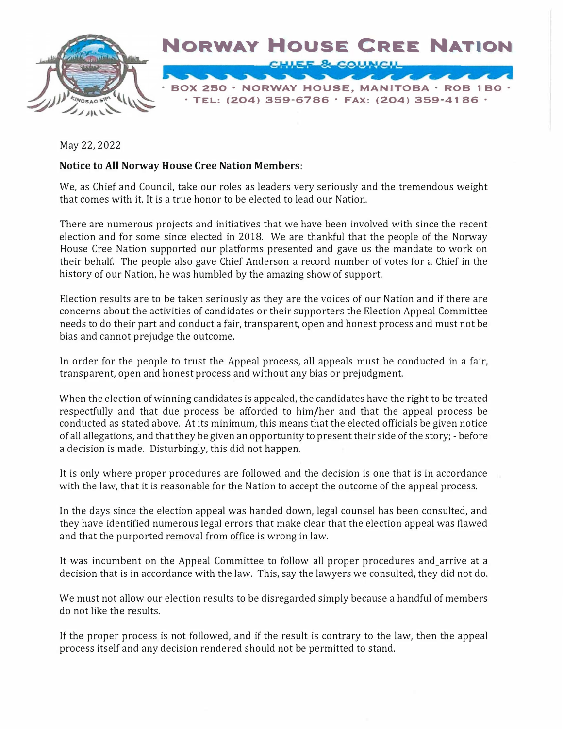# NORWAY HOUSE CREE NATION

CHIEF & COUNCIL

· BOX 250 · NORWAY HOUSE, MANITOBA · R0B 1B0 ·
· TEL: (204) 359-6786 · FAX: (204) 359-4186 ·

May 22, 2022

**Notice to All Norway House Cree Nation Members**:

We, as Chief and Council, take our roles as leaders very seriously and the tremendous weight that comes with it. It is a true honor to be elected to lead our Nation.

There are numerous projects and initiatives that we have been involved with since the recent election and for some since elected in 2018. We are thankful that the people of the Norway House Cree Nation supported our platforms presented and gave us the mandate to work on their behalf. The people also gave Chief Anderson a record number of votes for a Chief in the history of our Nation, he was humbled by the amazing show of support.

Election results are to be taken seriously as they are the voices of our Nation and if there are concerns about the activities of candidates or their supporters the Election Appeal Committee needs to do their part and conduct a fair, transparent, open and honest process and must not be bias and cannot prejudge the outcome.

In order for the people to trust the Appeal process, all appeals must be conducted in a fair, transparent, open and honest process and without any bias or prejudgment.

When the election of winning candidates is appealed, the candidates have the right to be treated respectfully and that due process be afforded to him/her and that the appeal process be conducted as stated above. At its minimum, this means that the elected officials be given notice of all allegations, and that they be given an opportunity to present their side of the story; - before a decision is made. Disturbingly, this did not happen.

It is only where proper procedures are followed and the decision is one that is in accordance with the law, that it is reasonable for the Nation to accept the outcome of the appeal process.

In the days since the election appeal was handed down, legal counsel has been consulted, and they have identified numerous legal errors that make clear that the election appeal was flawed and that the purported removal from office is wrong in law.

It was incumbent on the Appeal Committee to follow all proper procedures and_arrive at a decision that is in accordance with the law. This, say the lawyers we consulted, they did not do.

We must not allow our election results to be disregarded simply because a handful of members do not like the results.

If the proper process is not followed, and if the result is contrary to the law, then the appeal process itself and any decision rendered should not be permitted to stand.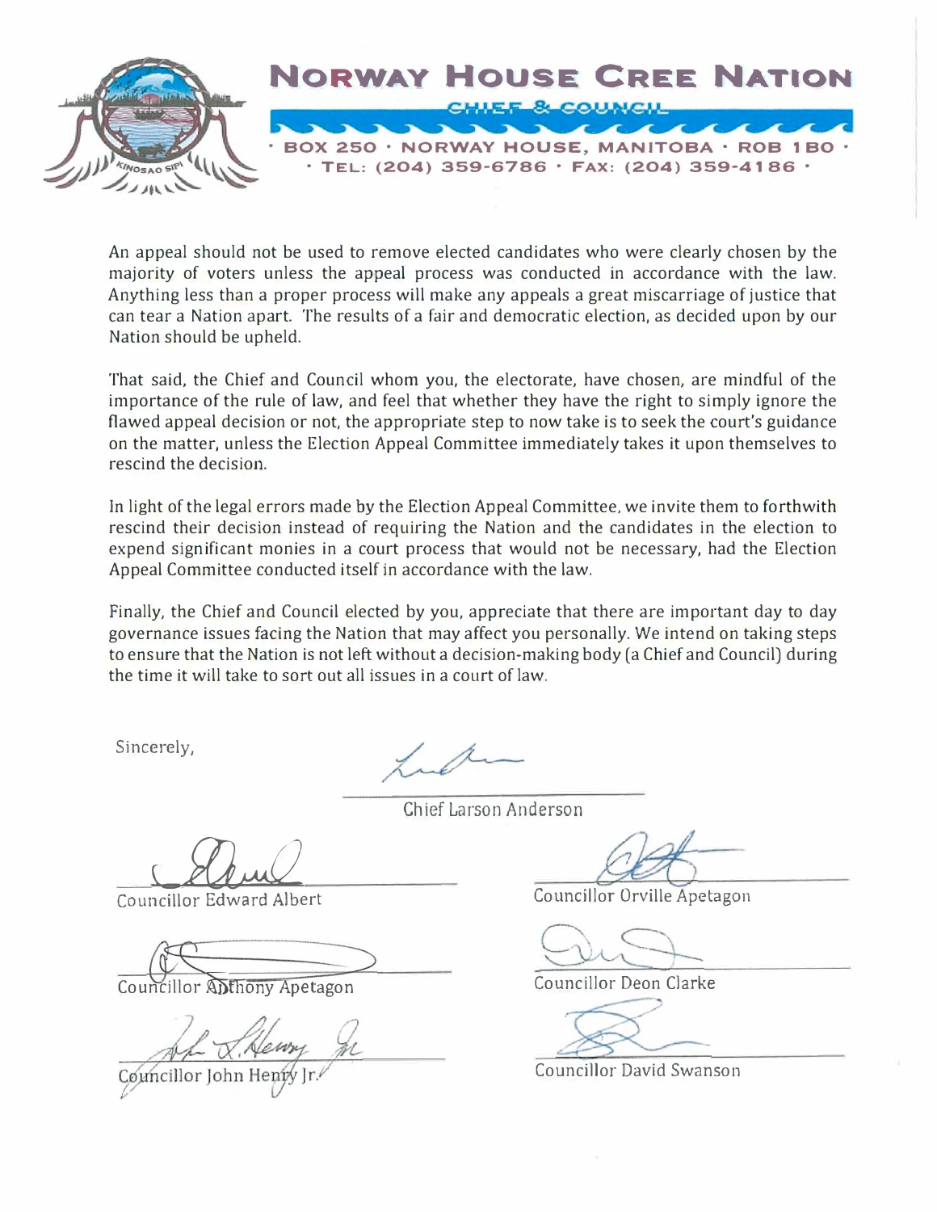# Norway House Cree Nation

CHIEF & COUNCIL

· BOX 250 · NORWAY HOUSE, MANITOBA · R0B 1B0 ·
· TEL: (204) 359-6786 · FAX: (204) 359-4186 ·

An appeal should not be used to remove elected candidates who were clearly chosen by the majority of voters unless the appeal process was conducted in accordance with the law. Anything less than a proper process will make any appeals a great miscarriage of justice that can tear a Nation apart. The results of a fair and democratic election, as decided upon by our Nation should be upheld.

That said, the Chief and Council whom you, the electorate, have chosen, are mindful of the importance of the rule of law, and feel that whether they have the right to simply ignore the flawed appeal decision or not, the appropriate step to now take is to seek the court's guidance on the matter, unless the Election Appeal Committee immediately takes it upon themselves to rescind the decision.

In light of the legal errors made by the Election Appeal Committee, we invite them to forthwith rescind their decision instead of requiring the Nation and the candidates in the election to expend significant monies in a court process that would not be necessary, had the Election Appeal Committee conducted itself in accordance with the law.

Finally, the Chief and Council elected by you, appreciate that there are important day to day governance issues facing the Nation that may affect you personally. We intend on taking steps to ensure that the Nation is not left without a decision-making body (a Chief and Council) during the time it will take to sort out all issues in a court of law.

Sincerely,

Chief Larson Anderson

Councillor Edward Albert

Councillor Orville Apetagon

Councillor Anthony Apetagon

Councillor Deon Clarke

Councillor John Henry Jr.

Councillor David Swanson